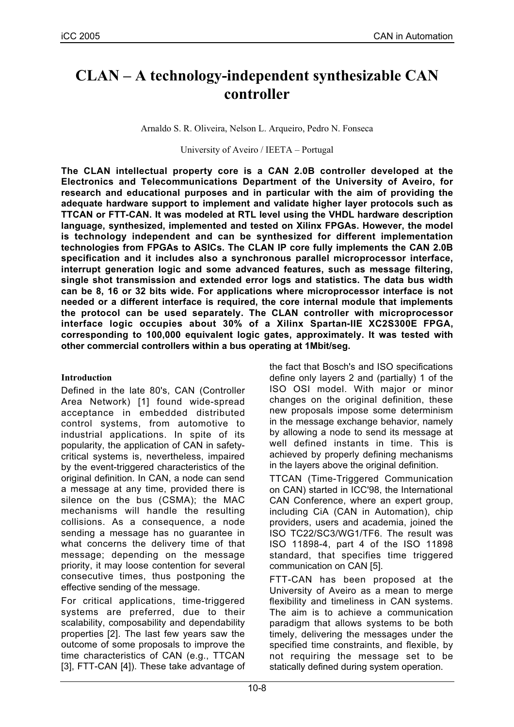# CLAN – A technology-independent synthesizable CAN controller

Arnaldo S. R. Oliveira, Nelson L. Arqueiro, Pedro N. Fonseca

University of Aveiro / IEETA – Portugal

**The CLAN intellectual property core is a CAN 2.0B controller developed at the Electronics and Telecommunications Department of the University of Aveiro, for research and educational purposes and in particular with the aim of providing the adequate hardware support to implement and validate higher layer protocols such as TTCAN or FTT-CAN. It was modeled at RTL level using the VHDL hardware description language, synthesized, implemented and tested on Xilinx FPGAs. However, the model is technology independent and can be synthesized for different implementation technologies from FPGAs to ASICs. The CLAN IP core fully implements the CAN 2.0B specification and it includes also a synchronous parallel microprocessor interface, interrupt generation logic and some advanced features, such as message filtering, single shot transmission and extended error logs and statistics. The data bus width can be 8, 16 or 32 bits wide. For applications where microprocessor interface is not needed or a different interface is required, the core internal module that implements the protocol can be used separately. The CLAN controller with microprocessor interface logic occupies about 30% of a Xilinx Spartan-IIE XC2S300E FPGA, corresponding to 100,000 equivalent logic gates, approximately. It was tested with other commercial controllers within a bus operating at 1Mbit/seg.**

## Introduction

Defined in the late 80's, CAN (Controller Area Network) [1] found wide-spread acceptance in embedded distributed control systems, from automotive to industrial applications. In spite of its popularity, the application of CAN in safety-critical systems is, nevertheless, impaired by the event-triggered characteristics of the original definition. In CAN, a node can send a message at any time, provided there is silence on the bus (CSMA); the MAC mechanisms will handle the resulting collisions. As a consequence, a node sending a message has no guarantee in what concerns the delivery time of that message; depending on the message priority, it may loose contention for several consecutive times, thus postponing the effective sending of the message.

For critical applications, time-triggered systems are preferred, due to their scalability, composability and dependability properties [2]. The last few years saw the outcome of some proposals to improve the time characteristics of CAN (e.g., TTCAN [3], FTT-CAN [4]). These take advantage of the fact that Bosch's and ISO specifications define only layers 2 and (partially) 1 of the ISO OSI model. With major or minor changes on the original definition, these new proposals impose some determinism in the message exchange behavior, namely by allowing a node to send its message at well defined instants in time. This is achieved by properly defining mechanisms in the layers above the original definition.

TTCAN (Time-Triggered Communication on CAN) started in ICC'98, the International CAN Conference, where an expert group, including CiA (CAN in Automation), chip providers, users and academia, joined the ISO TC22/SC3/WG1/TF6. The result was ISO 11898-4, part 4 of the ISO 11898 standard, that specifies time triggered communication on CAN [5].

FTT-CAN has been proposed at the University of Aveiro as a mean to merge flexibility and timeliness in CAN systems. The aim is to achieve a communication paradigm that allows systems to be both timely, delivering the messages under the specified time constraints, and flexible, by not requiring the message set to be statically defined during system operation.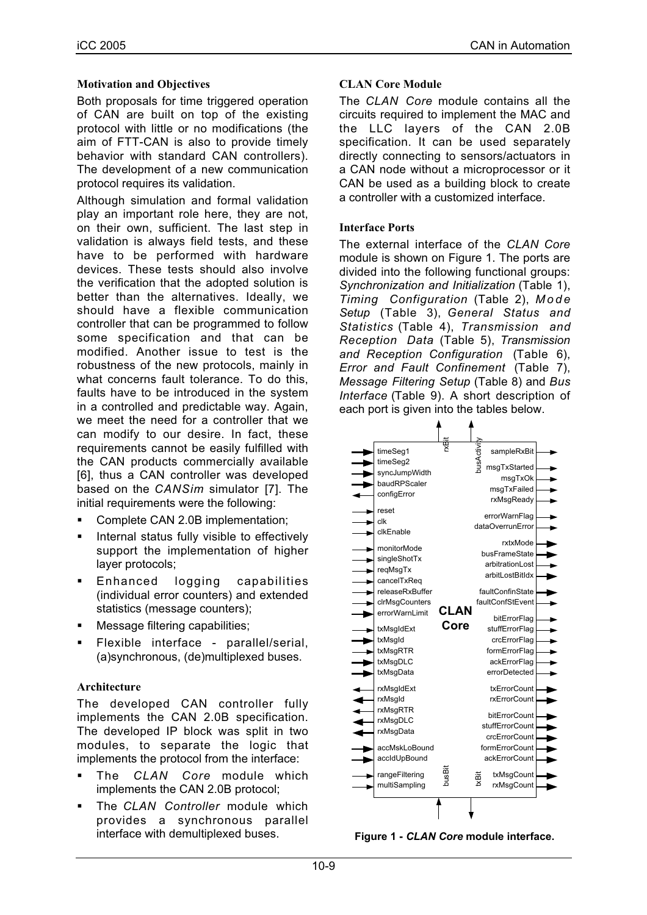### Motivation and Objectives

Both proposals for time triggered operation of CAN are built on top of the existing protocol with little or no modifications (the aim of FTT-CAN is also to provide timely behavior with standard CAN controllers). The development of a new communication protocol requires its validation.

Although simulation and formal validation play an important role here, they are not, on their own, sufficient. The last step in validation is always field tests, and these have to be performed with hardware devices. These tests should also involve the verification that the adopted solution is better than the alternatives. Ideally, we should have a flexible communication controller that can be programmed to follow some specification and that can be modified. Another issue to test is the robustness of the new protocols, mainly in what concerns fault tolerance. To do this, faults have to be introduced in the system in a controlled and predictable way. Again, we meet the need for a controller that we can modify to our desire. In fact, these requirements cannot be easily fulfilled with the CAN products commercially available [6], thus a CAN controller was developed based on the *CANSim* simulator [7]. The initial requirements were the following:

- Complete CAN 2.0B implementation;
- Internal status fully visible to effectively support the implementation of higher layer protocols;
- Enhanced logging capabilities (individual error counters) and extended statistics (message counters);
- Message filtering capabilities;
- Flexible interface - parallel/serial, (a)synchronous, (de)multiplexed buses.

### Architecture

The developed CAN controller fully implements the CAN 2.0B specification. The developed IP block was split in two modules, to separate the logic that implements the protocol from the interface:

- The *CLAN Core* module which implements the CAN 2.0B protocol;
- The *CLAN Controller* module which provides a synchronous parallel interface with demultiplexed buses.

### CLAN Core Module

The *CLAN Core* module contains all the circuits required to implement the MAC and the LLC layers of the CAN 2.0B specification. It can be used separately directly connecting to sensors/actuators in a CAN node without a microprocessor or it CAN be used as a building block to create a controller with a customized interface.

### Interface Ports

The external interface of the *CLAN Core* module is shown on Figure 1. The ports are divided into the following functional groups: *Synchronization and Initialization* (Table 1), *Timing Configuration* (Table 2), *Mode Setup* (Table 3), *General Status and Statistics* (Table 4), *Transmission and Reception Data* (Table 5), *Transmission and Reception Configuration* (Table 6), *Error and Fault Confinement* (Table 7), *Message Filtering Setup* (Table 8) and *Bus Interface* (Table 9). A short description of each port is given into the tables below.

**Figure 1 - *CLAN Core* module interface.**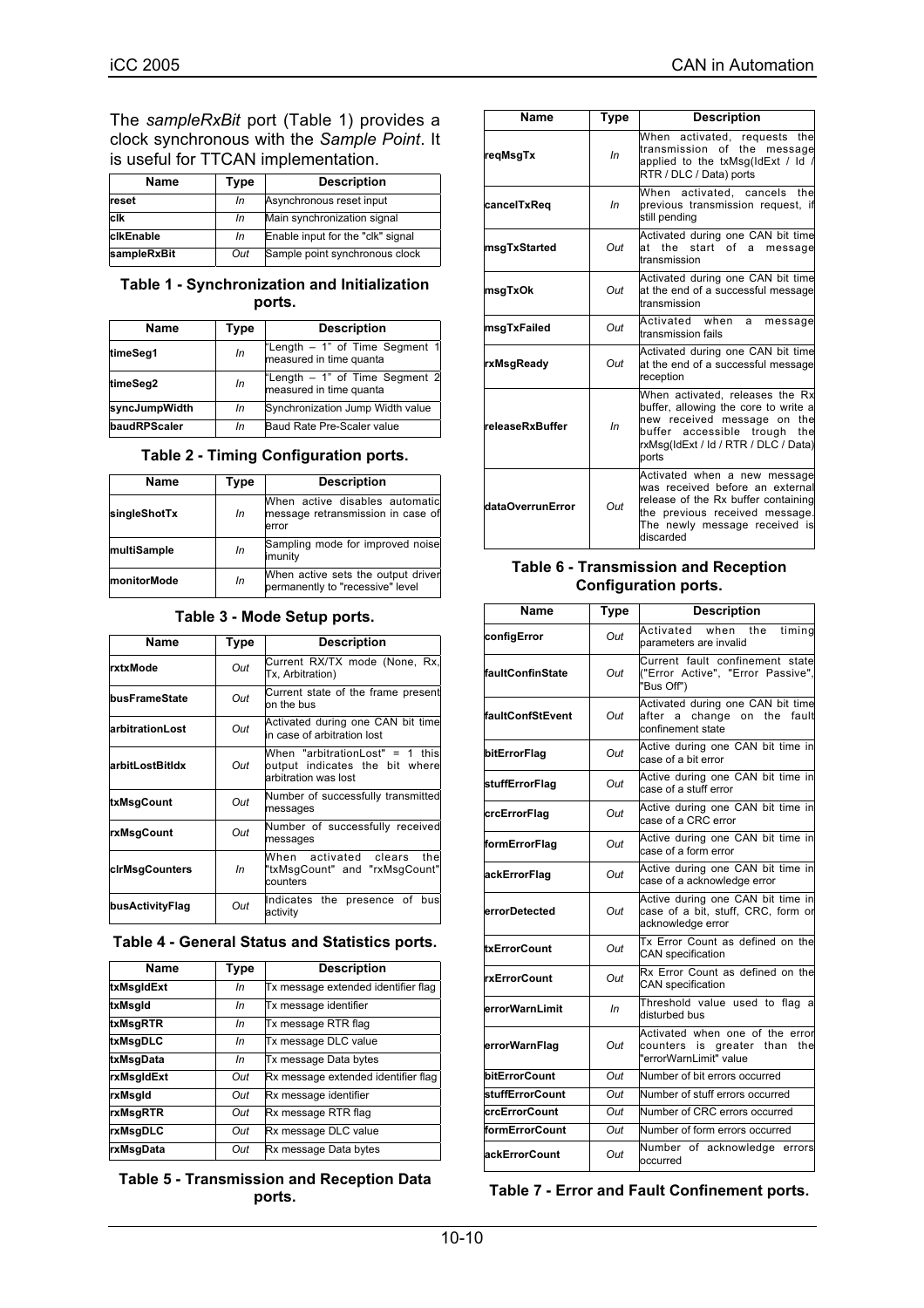The *sampleRxBit* port (Table 1) provides a clock synchronous with the *Sample Point*. It is useful for TTCAN implementation.

| Name | Type | Description |
|---|---|---|
| **reset** | *In* | Asynchronous reset input |
| **clk** | *In* | Main synchronization signal |
| **clkEnable** | *In* | Enable input for the "clk" signal |
| **sampleRxBit** | *Out* | Sample point synchronous clock |

**Table 1 - Synchronization and Initialization ports.**

| Name | Type | Description |
|---|---|---|
| **timeSeg1** | *In* | "Length – 1" of Time Segment 1 measured in time quanta |
| **timeSeg2** | *In* | "Length – 1" of Time Segment 2 measured in time quanta |
| **syncJumpWidth** | *In* | Synchronization Jump Width value |
| **baudRPScaler** | *In* | Baud Rate Pre-Scaler value |

**Table 2 - Timing Configuration ports.**

| Name | Type | Description |
|---|---|---|
| **singleShotTx** | *In* | When active disables automatic message retransmission in case of error |
| **multiSample** | *In* | Sampling mode for improved noise imunity |
| **monitorMode** | *In* | When active sets the output driver permanently to "recessive" level |

**Table 3 - Mode Setup ports.**

| Name | Type | Description |
|---|---|---|
| **rxtxMode** | *Out* | Current RX/TX mode (None, Rx, Tx, Arbitration) |
| **busFrameState** | *Out* | Current state of the frame present on the bus |
| **arbitrationLost** | *Out* | Activated during one CAN bit time in case of arbitration lost |
| **arbitLostBitIdx** | *Out* | When "arbitrationLost" = 1 this output indicates the bit where arbitration was lost |
| **txMsgCount** | *Out* | Number of successfully transmitted messages |
| **rxMsgCount** | *Out* | Number of successfully received messages |
| **clrMsgCounters** | *In* | When activated clears the "txMsgCount" and "rxMsgCount" counters |
| **busActivityFlag** | *Out* | Indicates the presence of bus activity |

**Table 4 - General Status and Statistics ports.**

| Name | Type | Description |
|---|---|---|
| **txMsgIdExt** | *In* | Tx message extended identifier flag |
| **txMsgId** | *In* | Tx message identifier |
| **txMsgRTR** | *In* | Tx message RTR flag |
| **txMsgDLC** | *In* | Tx message DLC value |
| **txMsgData** | *In* | Tx message Data bytes |
| **rxMsgIdExt** | *Out* | Rx message extended identifier flag |
| **rxMsgId** | *Out* | Rx message identifier |
| **rxMsgRTR** | *Out* | Rx message RTR flag |
| **rxMsgDLC** | *Out* | Rx message DLC value |
| **rxMsgData** | *Out* | Rx message Data bytes |

**Table 5 - Transmission and Reception Data ports.**

| Name | Type | Description |
|---|---|---|
| **reqMsgTx** | *In* | When activated, requests the transmission of the message applied to the txMsg(IdExt / Id / RTR / DLC / Data) ports |
| **cancelTxReq** | *In* | When activated, cancels the previous transmission request, if still pending |
| **msgTxStarted** | *Out* | Activated during one CAN bit time at the start of a message transmission |
| **msgTxOk** | *Out* | Activated during one CAN bit time at the end of a successful message transmission |
| **msgTxFailed** | *Out* | Activated when a message transmission fails |
| **rxMsgReady** | *Out* | Activated during one CAN bit time at the end of a successful message reception |
| **releaseRxBuffer** | *In* | When activated, releases the Rx buffer, allowing the core to write a new received message on the buffer accessible trough the rxMsg(IdExt / Id / RTR / DLC / Data) ports |
| **dataOverrunError** | *Out* | Activated when a new message was received before an external release of the Rx buffer containing the previous received message. The newly message received is discarded |

**Table 6 - Transmission and Reception Configuration ports.**

| Name | Type | Description |
|---|---|---|
| **configError** | *Out* | Activated when the timing parameters are invalid |
| **faultConfinState** | *Out* | Current fault confinement state ("Error Active", "Error Passive", "Bus Off") |
| **faultConfStEvent** | *Out* | Activated during one CAN bit time after a change on the fault confinement state |
| **bitErrorFlag** | *Out* | Active during one CAN bit time in case of a bit error |
| **stuffErrorFlag** | *Out* | Active during one CAN bit time in case of a stuff error |
| **crcErrorFlag** | *Out* | Active during one CAN bit time in case of a CRC error |
| **formErrorFlag** | *Out* | Active during one CAN bit time in case of a form error |
| **ackErrorFlag** | *Out* | Active during one CAN bit time in case of a acknowledge error |
| **errorDetected** | *Out* | Active during one CAN bit time in case of a bit, stuff, CRC, form or acknowledge error |
| **txErrorCount** | *Out* | Tx Error Count as defined on the CAN specification |
| **rxErrorCount** | *Out* | Rx Error Count as defined on the CAN specification |
| **errorWarnLimit** | *In* | Threshold value used to flag a disturbed bus |
| **errorWarnFlag** | *Out* | Activated when one of the error counters is greater than the "errorWarnLimit" value |
| **bitErrorCount** | *Out* | Number of bit errors occurred |
| **stuffErrorCount** | *Out* | Number of stuff errors occurred |
| **crcErrorCount** | *Out* | Number of CRC errors occurred |
| **formErrorCount** | *Out* | Number of form errors occurred |
| **ackErrorCount** | *Out* | Number of acknowledge errors occurred |

**Table 7 - Error and Fault Confinement ports.**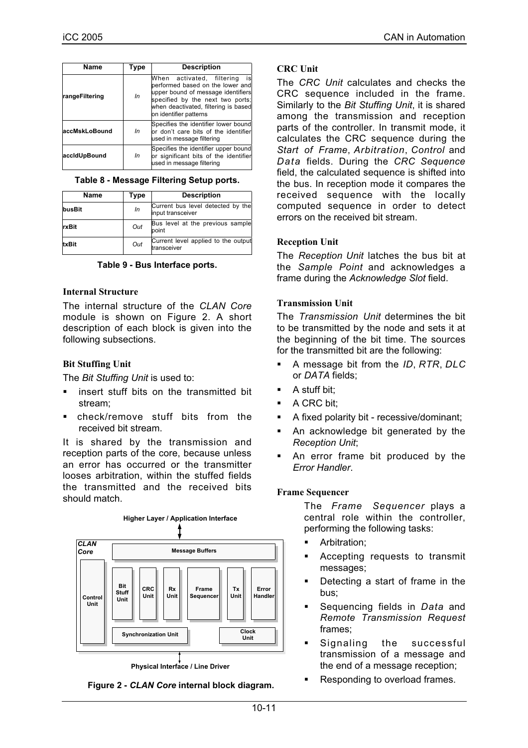| Name | Type | Description |
|---|---|---|
| **rangeFiltering** | *In* | When activated, filtering is performed based on the lower and upper bound of message identifiers specified by the next two ports; when deactivated, filtering is based on identifier patterns |
| **accMskLoBound** | *In* | Specifies the identifier lower bound or don't care bits of the identifier used in message filtering |
| **accIdUpBound** | *In* | Specifies the identifier upper bound or significant bits of the identifier used in message filtering |

**Table 8 - Message Filtering Setup ports.**

| Name | Type | Description |
|---|---|---|
| **busBit** | *In* | Current bus level detected by the input transceiver |
| **rxBit** | *Out* | Bus level at the previous sample point |
| **txBit** | *Out* | Current level applied to the output transceiver |

**Table 9 - Bus Interface ports.**

### Internal Structure

The internal structure of the *CLAN Core* module is shown on Figure 2. A short description of each block is given into the following subsections.

### Bit Stuffing Unit

The *Bit Stuffing Unit* is used to:

- insert stuff bits on the transmitted bit stream;
- check/remove stuff bits from the received bit stream.

It is shared by the transmission and reception parts of the core, because unless an error has occurred or the transmitter looses arbitration, within the stuffed fields the transmitted and the received bits should match.

**Figure 2 - *CLAN Core* internal block diagram.**

### CRC Unit

The *CRC Unit* calculates and checks the CRC sequence included in the frame. Similarly to the *Bit Stuffing Unit*, it is shared among the transmission and reception parts of the controller. In transmit mode, it calculates the CRC sequence during the *Start of Frame*, *Arbitration*, *Control* and *Data* fields. During the *CRC Sequence* field, the calculated sequence is shifted into the bus. In reception mode it compares the received sequence with the locally computed sequence in order to detect errors on the received bit stream.

### Reception Unit

The *Reception Unit* latches the bus bit at the *Sample Point* and acknowledges a frame during the *Acknowledge Slot* field.

### Transmission Unit

The *Transmission Unit* determines the bit to be transmitted by the node and sets it at the beginning of the bit time. The sources for the transmitted bit are the following:

- A message bit from the *ID*, *RTR*, *DLC* or *DATA* fields;
- A stuff bit;
- A CRC bit;
- A fixed polarity bit - recessive/dominant;
- An acknowledge bit generated by the *Reception Unit*;
- An error frame bit produced by the *Error Handler*.

### Frame Sequencer

The *Frame Sequencer* plays a central role within the controller, performing the following tasks:

- Arbitration;
- Accepting requests to transmit messages;
- Detecting a start of frame in the bus;
- Sequencing fields in *Data* and *Remote Transmission Request* frames;
- Signaling the successful transmission of a message and the end of a message reception;
- Responding to overload frames.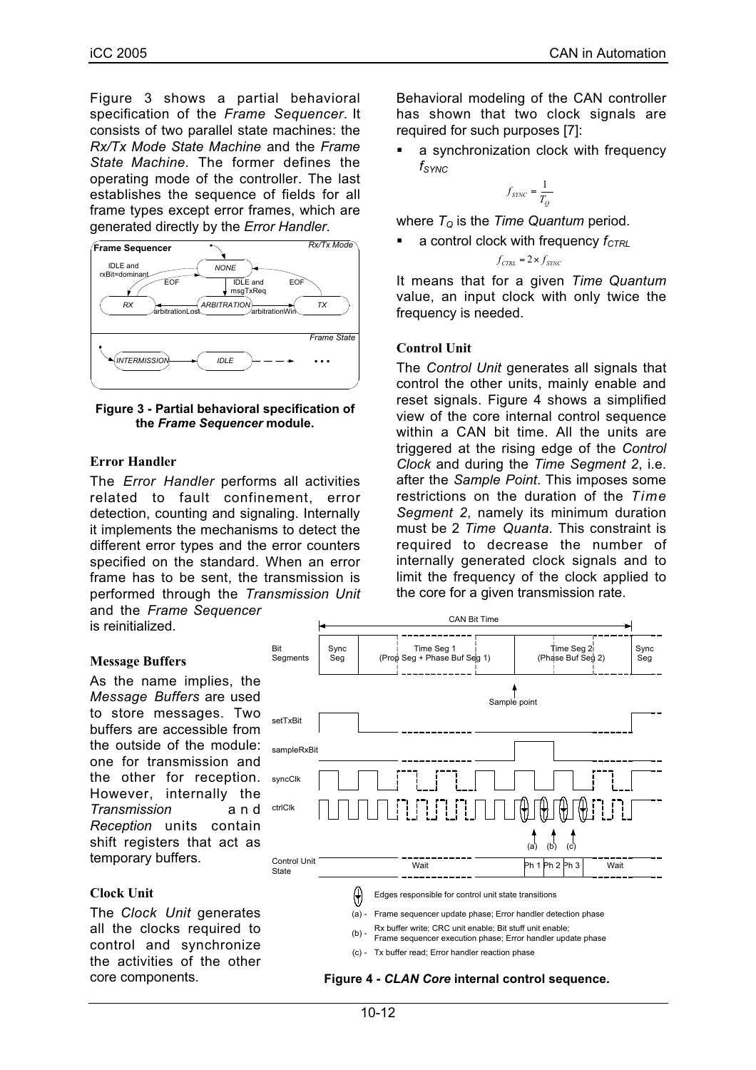Figure 3 shows a partial behavioral specification of the *Frame Sequencer*. It consists of two parallel state machines: the *Rx/Tx Mode State Machine* and the *Frame State Machine*. The former defines the operating mode of the controller. The last establishes the sequence of fields for all frame types except error frames, which are generated directly by the *Error Handler*.

**Figure 3 - Partial behavioral specification of the *Frame Sequencer* module.**

### Error Handler

The *Error Handler* performs all activities related to fault confinement, error detection, counting and signaling. Internally it implements the mechanisms to detect the different error types and the error counters specified on the standard. When an error frame has to be sent, the transmission is performed through the *Transmission Unit* and the *Frame Sequencer* is reinitialized.

### Message Buffers

As the name implies, the *Message Buffers* are used to store messages. Two buffers are accessible from the outside of the module: one for transmission and the other for reception. However, internally the *Transmission* and *Reception* units contain shift registers that act as temporary buffers.

### Clock Unit

The *Clock Unit* generates all the clocks required to control and synchronize the activities of the other core components.

Behavioral modeling of the CAN controller has shown that two clock signals are required for such purposes [7]:

- a synchronization clock with frequency $f_{SYNC}$

$$f_{SYNC} = \frac{1}{T_Q}$$

where $T_Q$ is the *Time Quantum* period.

- a control clock with frequency $f_{CTRL}$

$$f_{CTRL} = 2 \times f_{SYNC}$$

It means that for a given *Time Quantum* value, an input clock with only twice the frequency is needed.

### Control Unit

The *Control Unit* generates all signals that control the other units, mainly enable and reset signals. Figure 4 shows a simplified view of the core internal control sequence within a CAN bit time. All the units are triggered at the rising edge of the *Control Clock* and during the *Time Segment 2*, i.e. after the *Sample Point*. This imposes some restrictions on the duration of the *Time Segment 2*, namely its minimum duration must be 2 *Time Quanta*. This constraint is required to decrease the number of internally generated clock signals and to limit the frequency of the clock applied to the core for a given transmission rate.

**Figure 4 - *CLAN Core* internal control sequence.**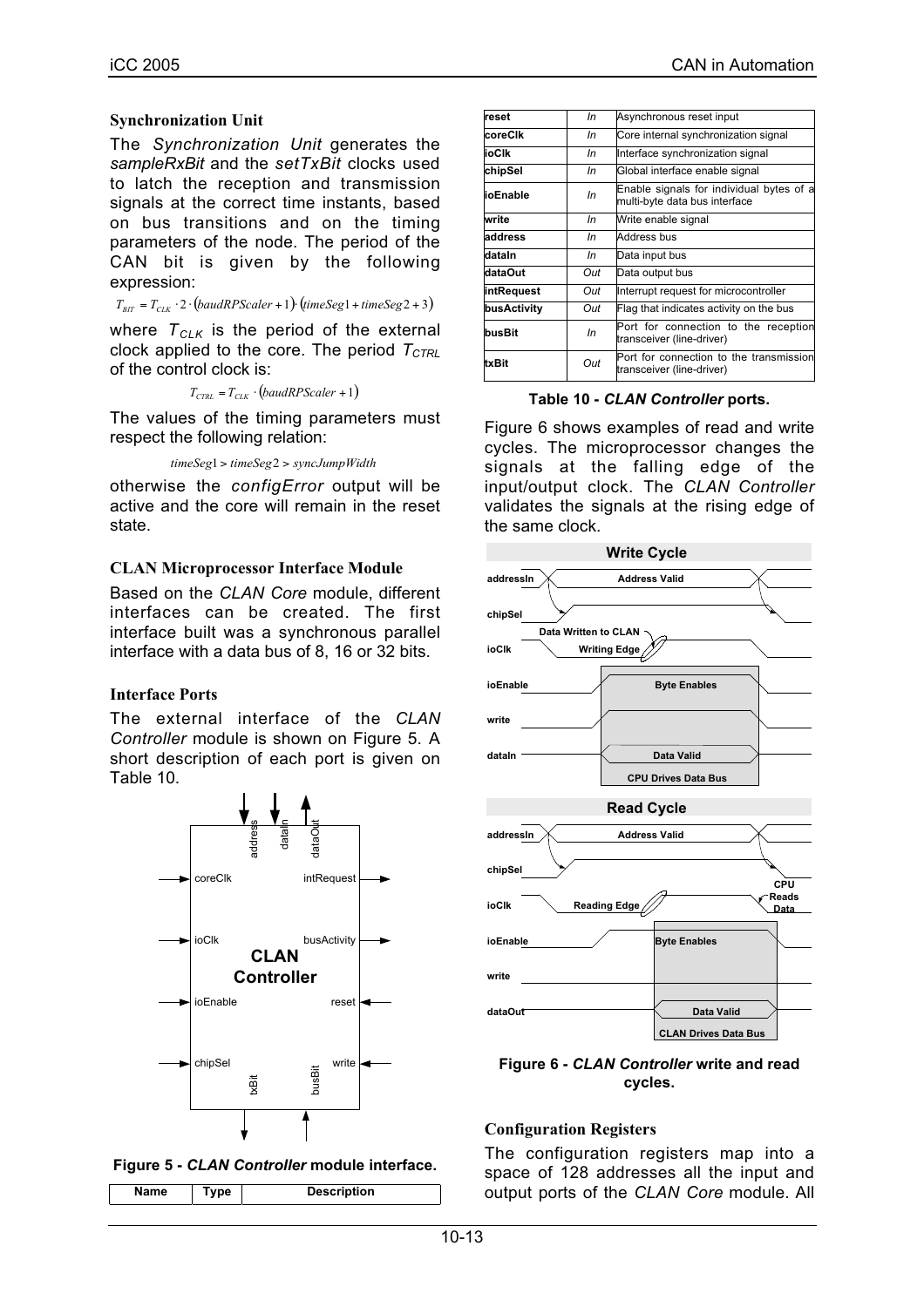### Synchronization Unit

The *Synchronization Unit* generates the *sampleRxBit* and the *setTxBit* clocks used to latch the reception and transmission signals at the correct time instants, based on bus transitions and on the timing parameters of the node. The period of the CAN bit is given by the following expression:

$$T_{BIT} = T_{CLK} \cdot 2 \cdot (baudRPScaler + 1) \cdot (timeSeg1 + timeSeg2 + 3)$$

where $T_{CLK}$ is the period of the external clock applied to the core. The period $T_{CTRL}$ of the control clock is:

$$T_{CTRL} = T_{CLK} \cdot (baudRPScaler + 1)$$

The values of the timing parameters must respect the following relation:

$$timeSeg1 > timeSeg2 > syncJumpWidth$$

otherwise the *configError* output will be active and the core will remain in the reset state.

### CLAN Microprocessor Interface Module

Based on the *CLAN Core* module, different interfaces can be created. The first interface built was a synchronous parallel interface with a data bus of 8, 16 or 32 bits.

### Interface Ports

The external interface of the *CLAN Controller* module is shown on Figure 5. A short description of each port is given on Table 10.

**Figure 5 -** ***CLAN Controller*** **module interface.**

| Name | Type | Description |
|---|---|---|
| reset | In | Asynchronous reset input |
| coreClk | In | Core internal synchronization signal |
| ioClk | In | Interface synchronization signal |
| chipSel | In | Global interface enable signal |
| ioEnable | In | Enable signals for individual bytes of a multi-byte data bus interface |
| write | In | Write enable signal |
| address | In | Address bus |
| dataIn | In | Data input bus |
| dataOut | Out | Data output bus |
| intRequest | Out | Interrupt request for microcontroller |
| busActivity | Out | Flag that indicates activity on the bus |
| busBit | In | Port for connection to the reception transceiver (line-driver) |
| txBit | Out | Port for connection to the transmission transceiver (line-driver) |

**Table 10 -** ***CLAN Controller*** **ports.**

Figure 6 shows examples of read and write cycles. The microprocessor changes the signals at the falling edge of the input/output clock. The *CLAN Controller* validates the signals at the rising edge of the same clock.

**Figure 6 -** ***CLAN Controller*** **write and read cycles.**

### Configuration Registers

The configuration registers map into a space of 128 addresses all the input and output ports of the *CLAN Core* module. All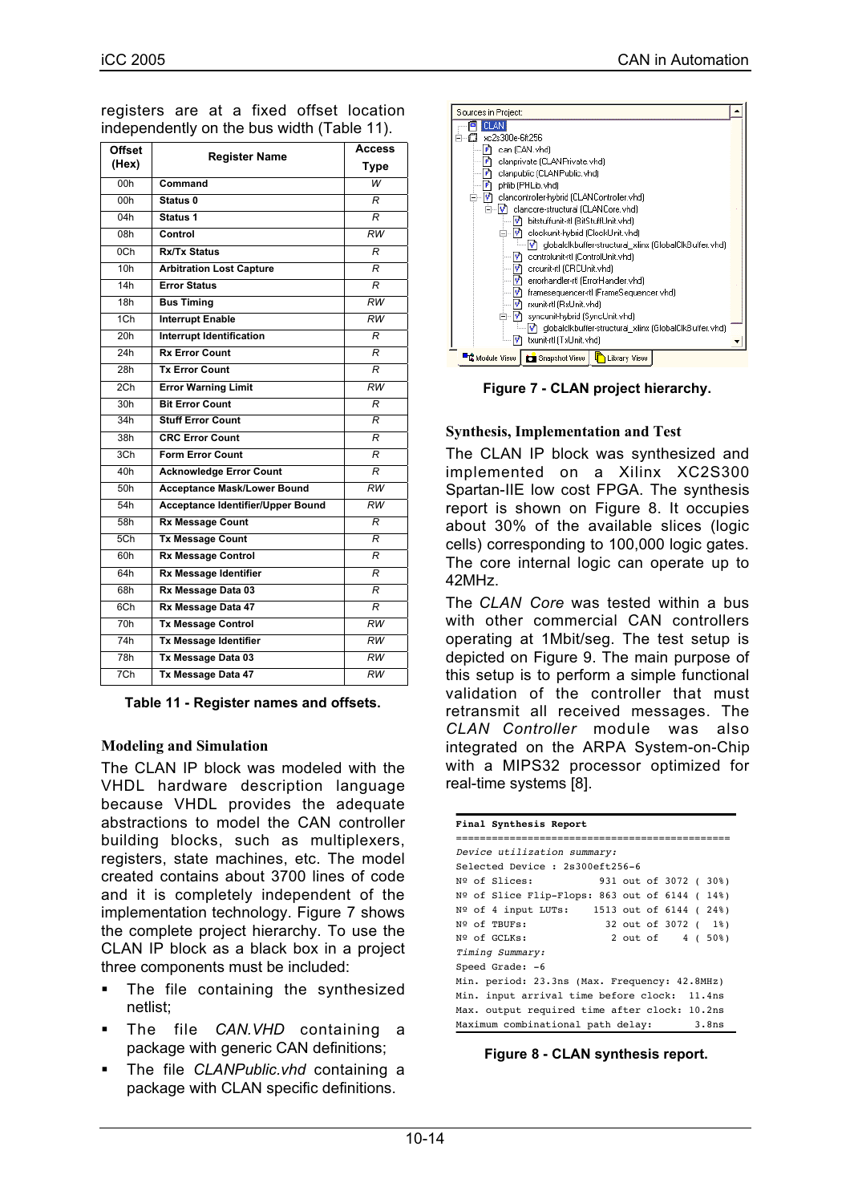registers are at a fixed offset location independently on the bus width (Table 11).

| Offset (Hex) | Register Name | Access Type |
|---|---|---|
| 00h | Command | W |
| 00h | Status 0 | R |
| 04h | Status 1 | R |
| 08h | Control | RW |
| 0Ch | Rx/Tx Status | R |
| 10h | Arbitration Lost Capture | R |
| 14h | Error Status | R |
| 18h | Bus Timing | RW |
| 1Ch | Interrupt Enable | RW |
| 20h | Interrupt Identification | R |
| 24h | Rx Error Count | R |
| 28h | Tx Error Count | R |
| 2Ch | Error Warning Limit | RW |
| 30h | Bit Error Count | R |
| 34h | Stuff Error Count | R |
| 38h | CRC Error Count | R |
| 3Ch | Form Error Count | R |
| 40h | Acknowledge Error Count | R |
| 50h | Acceptance Mask/Lower Bound | RW |
| 54h | Acceptance Identifier/Upper Bound | RW |
| 58h | Rx Message Count | R |
| 5Ch | Tx Message Count | R |
| 60h | Rx Message Control | R |
| 64h | Rx Message Identifier | R |
| 68h | Rx Message Data 03 | R |
| 6Ch | Rx Message Data 47 | R |
| 70h | Tx Message Control | RW |
| 74h | Tx Message Identifier | RW |
| 78h | Tx Message Data 03 | RW |
| 7Ch | Tx Message Data 47 | RW |

**Table 11 - Register names and offsets.**

### Modeling and Simulation

The CLAN IP block was modeled with the VHDL hardware description language because VHDL provides the adequate abstractions to model the CAN controller building blocks, such as multiplexers, registers, state machines, etc. The model created contains about 3700 lines of code and it is completely independent of the implementation technology. Figure 7 shows the complete project hierarchy. To use the CLAN IP block as a black box in a project three components must be included:

- The file containing the synthesized netlist;
- The file *CAN.VHD* containing a package with generic CAN definitions;
- The file *CLANPublic.vhd* containing a package with CLAN specific definitions.

```
Sources in Project:
CLAN
xc2s300e-6ft256
    can (CAN.vhd)
    clanprivate (CLANPrivate.vhd)
    clanpublic (CLANPublic.vhd)
    phlib (PHLib.vhd)
    clancontroller-hybrid (CLANController.vhd)
        clancore-structural (CLANCore.vhd)
            bitstuffunit-rtl (BitStuffUnit.vhd)
            clockunit-hybrid (ClockUnit.vhd)
                globalclkbuffer-structural_xilinx (GlobalClkBuffer.vhd)
            controlunit-rtl (ControlUnit.vhd)
            crcunit-rtl (CRCUnit.vhd)
            errorhandler-rtl (ErrorHandler.vhd)
            framesequencer-rtl (FrameSequencer.vhd)
            rxunit-rtl (RxUnit.vhd)
            syncunit-hybrid (SyncUnit.vhd)
                globalclkbuffer-structural_xilinx (GlobalClkBuffer.vhd)
            txunit-rtl (TxUnit.vhd)
```

**Figure 7 - CLAN project hierarchy.**

### Synthesis, Implementation and Test

The CLAN IP block was synthesized and implemented on a Xilinx XC2S300 Spartan-IIE low cost FPGA. The synthesis report is shown on Figure 8. It occupies about 30% of the available slices (logic cells) corresponding to 100,000 logic gates. The core internal logic can operate up to 42MHz.

The *CLAN Core* was tested within a bus with other commercial CAN controllers operating at 1Mbit/seg. The test setup is depicted on Figure 9. The main purpose of this setup is to perform a simple functional validation of the controller that must retransmit all received messages. The *CLAN Controller* module was also integrated on the ARPA System-on-Chip with a MIPS32 processor optimized for real-time systems [8].

```
Final Synthesis Report
=============================================
Device utilization summary:
Selected Device : 2s300eft256-6
Nº of Slices:            931 out of 3072 ( 30%)
Nº of Slice Flip-Flops: 863 out of 6144 ( 14%)
Nº of 4 input LUTs:     1513 out of 6144 ( 24%)
Nº of TBUFs:              32 out of 3072 (  1%)
Nº of GCLKs:               2 out of    4 ( 50%)
Timing Summary:
Speed Grade: -6
Min. period: 23.3ns (Max. Frequency: 42.8MHz)
Min. input arrival time before clock:  11.4ns
Max. output required time after clock: 10.2ns
Maximum combinational path delay:       3.8ns
```

**Figure 8 - CLAN synthesis report.**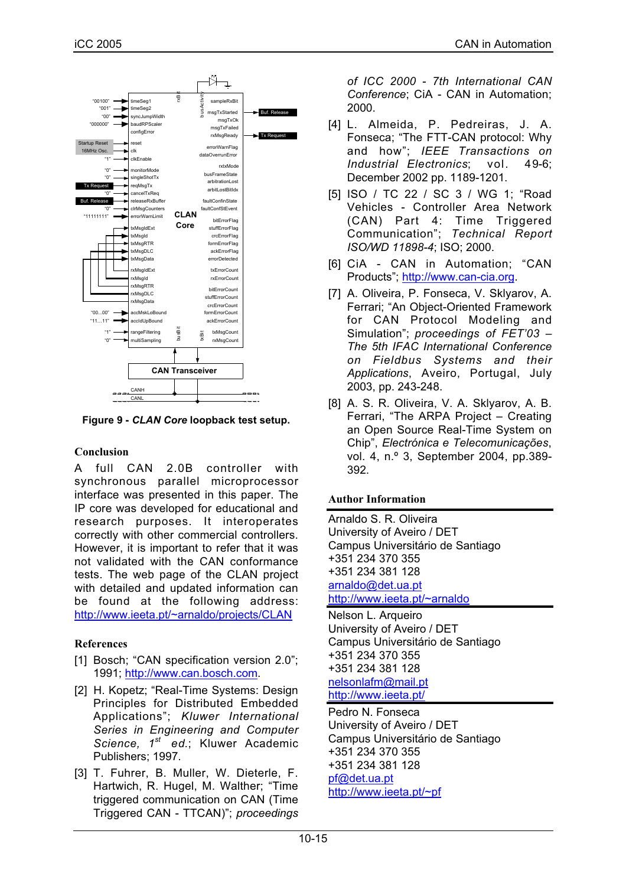Figure 9 - ***CLAN Core*** **loopback test setup.**

## Conclusion

A full CAN 2.0B controller with synchronous parallel microprocessor interface was presented in this paper. The IP core was developed for educational and research purposes. It interoperates correctly with other commercial controllers. However, it is important to refer that it was not validated with the CAN conformance tests. The web page of the CLAN project with detailed and updated information can be found at the following address: http://www.ieeta.pt/~arnaldo/projects/CLAN

## References

[1] Bosch; "CAN specification version 2.0"; 1991; http://www.can.bosch.com.

[2] H. Kopetz; "Real-Time Systems: Design Principles for Distributed Embedded Applications"; *Kluwer International Series in Engineering and Computer Science, 1st ed.*; Kluwer Academic Publishers; 1997.

[3] T. Fuhrer, B. Muller, W. Dieterle, F. Hartwich, R. Hugel, M. Walther; "Time triggered communication on CAN (Time Triggered CAN - TTCAN)"; *proceedings of ICC 2000 - 7th International CAN Conference*; CiA - CAN in Automation; 2000.

[4] L. Almeida, P. Pedreiras, J. A. Fonseca; "The FTT-CAN protocol: Why and how"; *IEEE Transactions on Industrial Electronics*; vol. 49-6; December 2002 pp. 1189-1201.

[5] ISO / TC 22 / SC 3 / WG 1; "Road Vehicles - Controller Area Network (CAN) Part 4: Time Triggered Communication"; *Technical Report ISO/WD 11898-4*; ISO; 2000.

[6] CiA - CAN in Automation; "CAN Products"; http://www.can-cia.org.

[7] A. Oliveira, P. Fonseca, V. Sklyarov, A. Ferrari; "An Object-Oriented Framework for CAN Protocol Modeling and Simulation"; *proceedings of FET'03 – The 5th IFAC International Conference on Fieldbus Systems and their Applications*, Aveiro, Portugal, July 2003, pp. 243-248.

[8] A. S. R. Oliveira, V. A. Sklyarov, A. B. Ferrari, "The ARPA Project – Creating an Open Source Real-Time System on Chip", *Electrónica e Telecomunicações*, vol. 4, n.º 3, September 2004, pp.389-392.

## Author Information

Arnaldo S. R. Oliveira
University of Aveiro / DET
Campus Universitário de Santiago
+351 234 370 355
+351 234 381 128
arnaldo@det.ua.pt
http://www.ieeta.pt/~arnaldo

Nelson L. Arqueiro
University of Aveiro / DET
Campus Universitário de Santiago
+351 234 370 355
+351 234 381 128
nelsonlafm@mail.pt
http://www.ieeta.pt/

Pedro N. Fonseca
University of Aveiro / DET
Campus Universitário de Santiago
+351 234 370 355
+351 234 381 128
pf@det.ua.pt
http://www.ieeta.pt/~pf